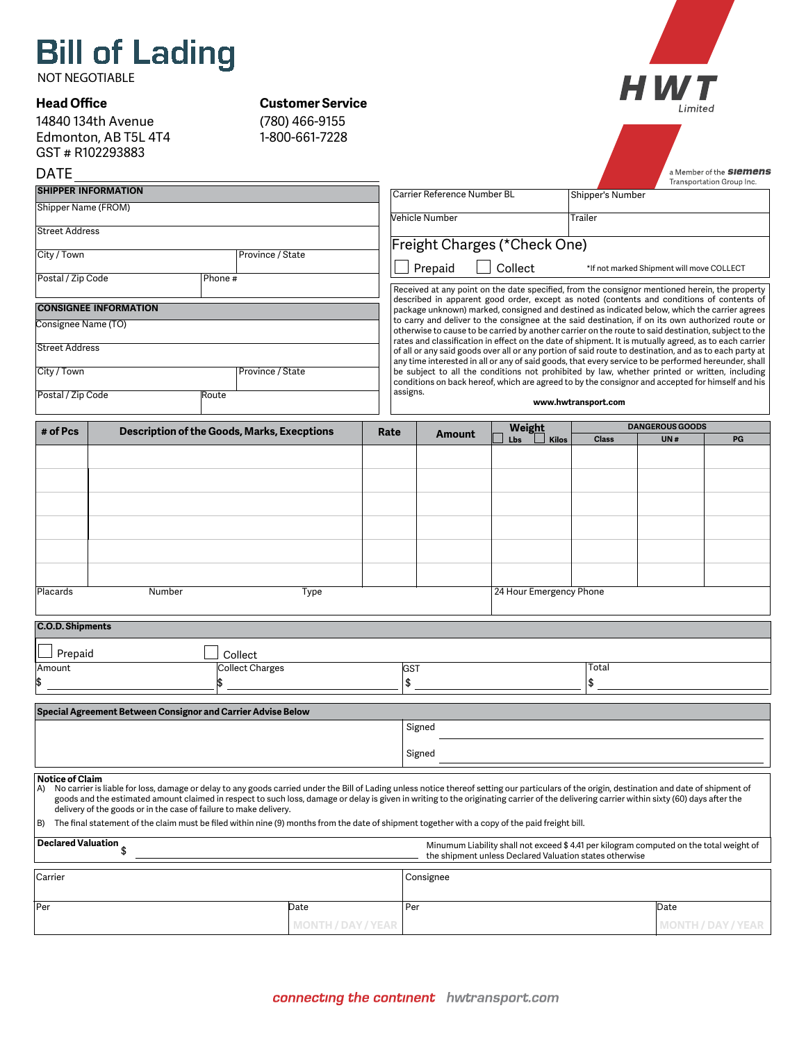# Bill of Lading

NOT NEGOTIABLE

**HWT** Limited

a Member of the **siemens** Transportation Group Inc.

**Head Office**
14840 134th Avenue
Edmonton, AB T5L 4T4
GST # R102293883

**Customer Service**
(780) 466-9155
1-800-661-7228

DATE ____________________

| SHIPPER INFORMATION | |
|---|---|
| Shipper Name (FROM) | |
| Street Address | |
| City / Town | Province / State |
| Postal / Zip Code | Phone # |

| CONSIGNEE INFORMATION | |
|---|---|
| Consignee Name (TO) | |
| Street Address | |
| City / Town | Province / State |
| Postal / Zip Code | Route |

| Carrier Reference Number BL | Shipper's Number |
|---|---|
| Vehicle Number | Trailer |

Freight Charges (*Check One)

☐ Prepaid ☐ Collect *If not marked Shipment will move COLLECT

Received at any point on the date specified, from the consignor mentioned herein, the property described in apparent good order, except as noted (contents and conditions of contents of package unknown) marked, consigned and destined as indicated below, which the carrier agrees to carry and deliver to the consignee at the said destination, if on its own authorized route or otherwise to cause to be carried by another carrier on the route to said destination, subject to the rates and classification in effect on the date of shipment. It is mutually agreed, as to each carrier of all or any said goods over all or any portion of said route to destination, and as to each party at any time interested in all or any of said goods, that every service to be performed hereunder, shall be subject to all the conditions not prohibited by law, whether printed or written, including conditions on back hereof, which are agreed to by the consignor and accepted for himself and his assigns.

**www.hwtransport.com**

| # of Pcs | Description of the Goods, Marks, Execptions | Rate | Amount | Weight ☐ Lbs ☐ Kilos | DANGEROUS GOODS Class | UN # | PG |
|---|---|---|---|---|---|---|---|
| | | | | | | | |
| | | | | | | | |
| | | | | | | | |
| | | | | | | | |
| | | | | | | | |
| | | | | | | | |
| Placards | Number | Type | | 24 Hour Emergency Phone | | | |

**C.O.D. Shipments**

☐ Prepaid ☐ Collect

| Amount | Collect Charges | GST | Total |
|---|---|---|---|
| $ ________ | $ ________ | $ ________ | $ ________ |

**Special Agreement Between Consignor and Carrier Advise Below**

Signed ____________________

Signed ____________________

**Notice of Claim**

A) No carrier is liable for loss, damage or delay to any goods carried under the Bill of Lading unless notice thereof setting our particulars of the origin, destination and date of shipment of goods and the estimated amount claimed in respect to such loss, damage or delay is given in writing to the originating carrier of the delivering carrier within sixty (60) days after the delivery of the goods or in the case of failure to make delivery.

B) The final statement of the claim must be filed within nine (9) months from the date of shipment together with a copy of the paid freight bill.

**Declared Valuation** $ ____________________

Minumum Liability shall not exceed $ 4.41 per kilogram computed on the total weight of the shipment unless Declared Valuation states otherwise

| Carrier | | Consignee | |
|---|---|---|---|
| Per | Date MONTH / DAY / YEAR | Per | Date MONTH / DAY / YEAR |

*connecting the continent* hwtransport.com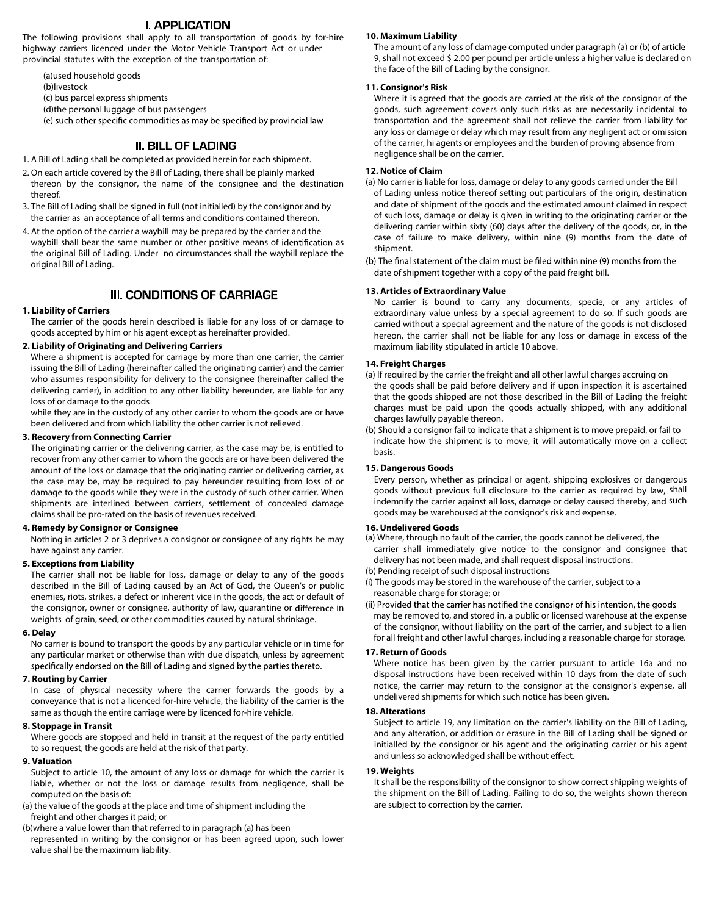# I. APPLICATION

The following provisions shall apply to all transportation of goods by for-hire highway carriers licenced under the Motor Vehicle Transport Act or under provincial statutes with the exception of the transportation of:

(a)used household goods
(b)livestock
(c) bus parcel express shipments
(d)the personal luggage of bus passengers
(e) such other specific commodities as may be specified by provincial law

# II. BILL OF LADING

1. A Bill of Lading shall be completed as provided herein for each shipment.
2. On each article covered by the Bill of Lading, there shall be plainly marked thereon by the consignor, the name of the consignee and the destination thereof.
3. The Bill of Lading shall be signed in full (not initialled) by the consignor and by the carrier as an acceptance of all terms and conditions contained thereon.
4. At the option of the carrier a waybill may be prepared by the carrier and the waybill shall bear the same number or other positive means of identification as the original Bill of Lading. Under no circumstances shall the waybill replace the original Bill of Lading.

# III. CONDITIONS OF CARRIAGE

**1. Liability of Carriers**

The carrier of the goods herein described is liable for any loss of or damage to goods accepted by him or his agent except as hereinafter provided.

**2. Liability of Originating and Delivering Carriers**

Where a shipment is accepted for carriage by more than one carrier, the carrier issuing the Bill of Lading (hereinafter called the originating carrier) and the carrier who assumes responsibility for delivery to the consignee (hereinafter called the delivering carrier), in addition to any other liability hereunder, are liable for any loss of or damage to the goods

while they are in the custody of any other carrier to whom the goods are or have been delivered and from which liability the other carrier is not relieved.

**3. Recovery from Connecting Carrier**

The originating carrier or the delivering carrier, as the case may be, is entitled to recover from any other carrier to whom the goods are or have been delivered the amount of the loss or damage that the originating carrier or delivering carrier, as the case may be, may be required to pay hereunder resulting from loss of or damage to the goods while they were in the custody of such other carrier. When shipments are interlined between carriers, settlement of concealed damage claims shall be pro-rated on the basis of revenues received.

**4. Remedy by Consignor or Consignee**

Nothing in articles 2 or 3 deprives a consignor or consignee of any rights he may have against any carrier.

**5. Exceptions from Liability**

The carrier shall not be liable for loss, damage or delay to any of the goods described in the Bill of Lading caused by an Act of God, the Queen's or public enemies, riots, strikes, a defect or inherent vice in the goods, the act or default of the consignor, owner or consignee, authority of law, quarantine or difference in weights of grain, seed, or other commodities caused by natural shrinkage.

**6. Delay**

No carrier is bound to transport the goods by any particular vehicle or in time for any particular market or otherwise than with due dispatch, unless by agreement specifically endorsed on the Bill of Lading and signed by the parties thereto.

**7. Routing by Carrier**

In case of physical necessity where the carrier forwards the goods by a conveyance that is not a licenced for-hire vehicle, the liability of the carrier is the same as though the entire carriage were by licenced for-hire vehicle.

**8. Stoppage in Transit**

Where goods are stopped and held in transit at the request of the party entitled to so request, the goods are held at the risk of that party.

**9. Valuation**

Subject to article 10, the amount of any loss or damage for which the carrier is liable, whether or not the loss or damage results from negligence, shall be computed on the basis of:

(a) the value of the goods at the place and time of shipment including the freight and other charges it paid; or

(b)where a value lower than that referred to in paragraph (a) has been represented in writing by the consignor or has been agreed upon, such lower value shall be the maximum liability.

**10. Maximum Liability**

The amount of any loss of damage computed under paragraph (a) or (b) of article 9, shall not exceed $ 2.00 per pound per article unless a higher value is declared on the face of the Bill of Lading by the consignor.

**11. Consignor's Risk**

Where it is agreed that the goods are carried at the risk of the consignor of the goods, such agreement covers only such risks as are necessarily incidental to transportation and the agreement shall not relieve the carrier from liability for any loss or damage or delay which may result from any negligent act or omission of the carrier, hi agents or employees and the burden of proving absence from negligence shall be on the carrier.

**12. Notice of Claim**

(a) No carrier is liable for loss, damage or delay to any goods carried under the Bill of Lading unless notice thereof setting out particulars of the origin, destination and date of shipment of the goods and the estimated amount claimed in respect of such loss, damage or delay is given in writing to the originating carrier or the delivering carrier within sixty (60) days after the delivery of the goods, or, in the case of failure to make delivery, within nine (9) months from the date of shipment.

(b) The final statement of the claim must be filed within nine (9) months from the date of shipment together with a copy of the paid freight bill.

**13. Articles of Extraordinary Value**

No carrier is bound to carry any documents, specie, or any articles of extraordinary value unless by a special agreement to do so. If such goods are carried without a special agreement and the nature of the goods is not disclosed hereon, the carrier shall not be liable for any loss or damage in excess of the maximum liability stipulated in article 10 above.

**14. Freight Charges**

(a) If required by the carrier the freight and all other lawful charges accruing on the goods shall be paid before delivery and if upon inspection it is ascertained that the goods shipped are not those described in the Bill of Lading the freight charges must be paid upon the goods actually shipped, with any additional charges lawfully payable thereon.

(b) Should a consignor fail to indicate that a shipment is to move prepaid, or fail to indicate how the shipment is to move, it will automatically move on a collect basis.

**15. Dangerous Goods**

Every person, whether as principal or agent, shipping explosives or dangerous goods without previous full disclosure to the carrier as required by law, shall indemnify the carrier against all loss, damage or delay caused thereby, and such goods may be warehoused at the consignor's risk and expense.

**16. Undelivered Goods**

(a) Where, through no fault of the carrier, the goods cannot be delivered, the carrier shall immediately give notice to the consignor and consignee that delivery has not been made, and shall request disposal instructions.

(b) Pending receipt of such disposal instructions

(i) The goods may be stored in the warehouse of the carrier, subject to a reasonable charge for storage; or

(ii) Provided that the carrier has notified the consignor of his intention, the goods may be removed to, and stored in, a public or licensed warehouse at the expense of the consignor, without liability on the part of the carrier, and subject to a lien for all freight and other lawful charges, including a reasonable charge for storage.

**17. Return of Goods**

Where notice has been given by the carrier pursuant to article 16a and no disposal instructions have been received within 10 days from the date of such notice, the carrier may return to the consignor at the consignor's expense, all undelivered shipments for which such notice has been given.

**18. Alterations**

Subject to article 19, any limitation on the carrier's liability on the Bill of Lading, and any alteration, or addition or erasure in the Bill of Lading shall be signed or initialled by the consignor or his agent and the originating carrier or his agent and unless so acknowledged shall be without effect.

**19. Weights**

It shall be the responsibility of the consignor to show correct shipping weights of the shipment on the Bill of Lading. Failing to do so, the weights shown thereon are subject to correction by the carrier.